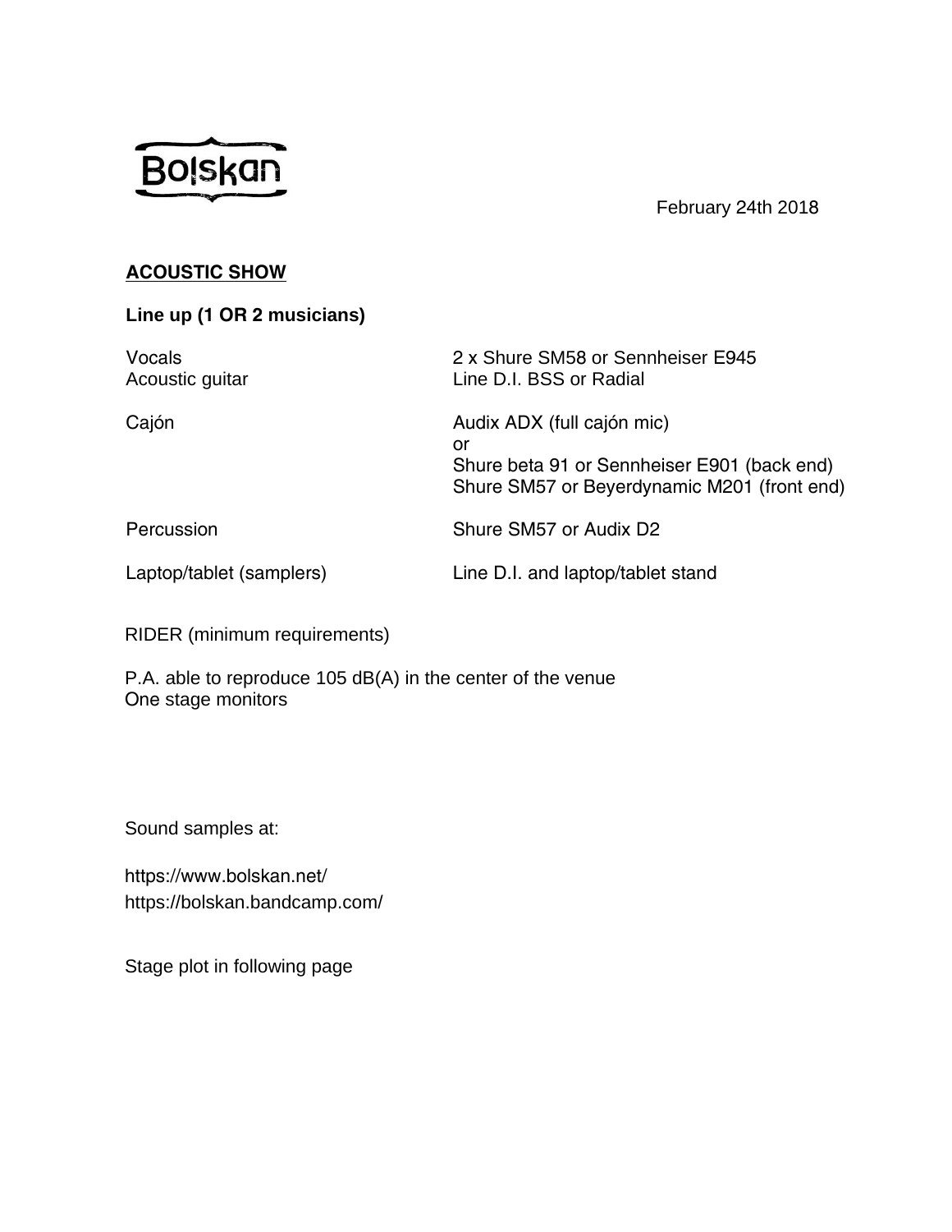Bolskan

February 24th 2018

## ACOUSTIC SHOW

**Line up (1 OR 2 musicians)**

| | |
|---|---|
| Vocals | 2 x Shure SM58 or Sennheiser E945 |
| Acoustic guitar | Line D.I. BSS or Radial |
| Cajón | Audix ADX (full cajón mic)<br>or<br>Shure beta 91 or Sennheiser E901 (back end)<br>Shure SM57 or Beyerdynamic M201 (front end) |
| Percussion | Shure SM57 or Audix D2 |
| Laptop/tablet (samplers) | Line D.I. and laptop/tablet stand |

RIDER (minimum requirements)

P.A. able to reproduce 105 dB(A) in the center of the venue
One stage monitors

Sound samples at:

https://www.bolskan.net/
https://bolskan.bandcamp.com/

Stage plot in following page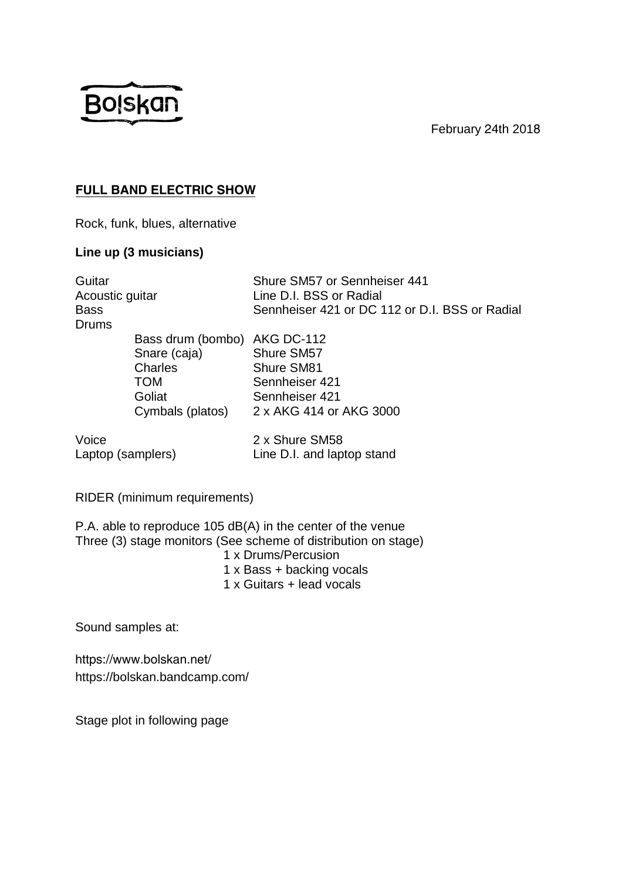Bolskan

February 24th 2018

## FULL BAND ELECTRIC SHOW

Rock, funk, blues, alternative

**Line up (3 musicians)**

| | | |
|---|---|---|
| Guitar | | Shure SM57 or Sennheiser 441 |
| Acoustic guitar | | Line D.I. BSS or Radial |
| Bass | | Sennheiser 421 or DC 112 or D.I. BSS or Radial |
| Drums | | |
| | Bass drum (bombo) | AKG DC-112 |
| | Snare (caja) | Shure SM57 |
| | Charles | Shure SM81 |
| | TOM | Sennheiser 421 |
| | Goliat | Sennheiser 421 |
| | Cymbals (platos) | 2 x AKG 414 or AKG 3000 |
| Voice | | 2 x Shure SM58 |
| Laptop (samplers) | | Line D.I. and laptop stand |

RIDER (minimum requirements)

P.A. able to reproduce 105 dB(A) in the center of the venue
Three (3) stage monitors (See scheme of distribution on stage)

- 1 x Drums/Percusion
- 1 x Bass + backing vocals
- 1 x Guitars + lead vocals

Sound samples at:

https://www.bolskan.net/
https://bolskan.bandcamp.com/

Stage plot in following page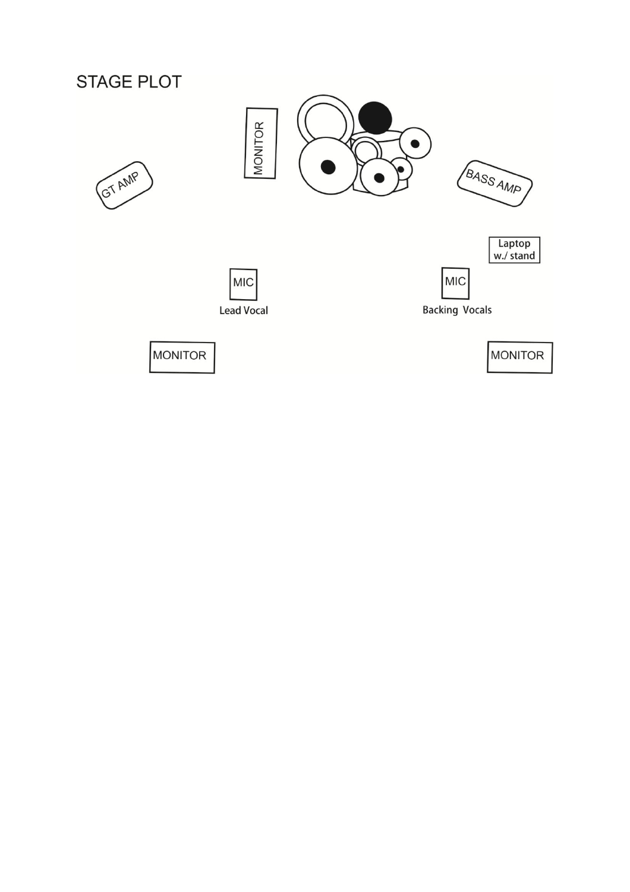# STAGE PLOT

MONITOR

GT AMP

BASS AMP

Laptop
w./ stand

MIC
Lead Vocal

MIC
Backing Vocals

MONITOR

MONITOR